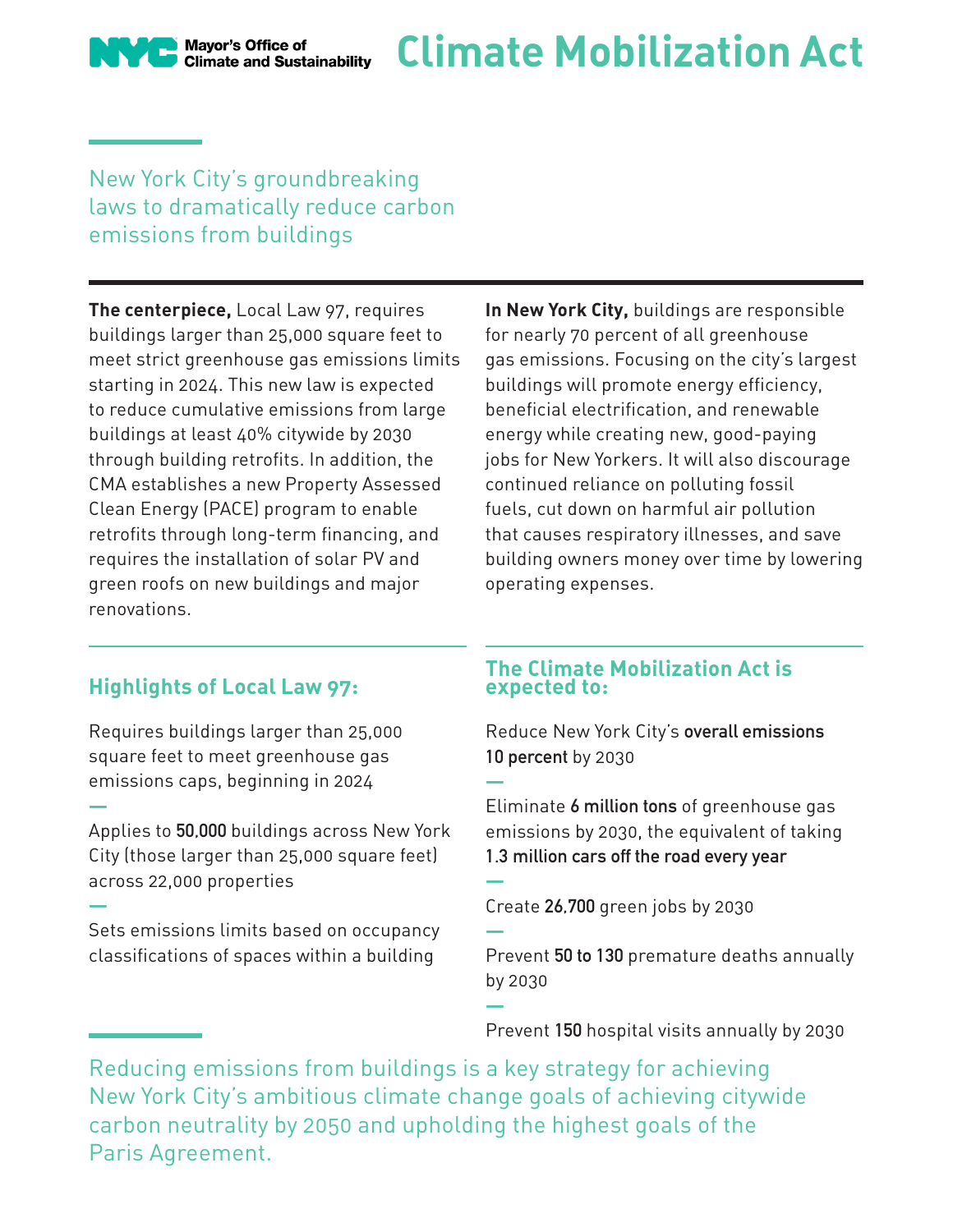NYC Mayor's Office of Climate and Sustainability

# Climate Mobilization Act

New York City's groundbreaking laws to dramatically reduce carbon emissions from buildings

**The centerpiece,** Local Law 97, requires buildings larger than 25,000 square feet to meet strict greenhouse gas emissions limits starting in 2024. This new law is expected to reduce cumulative emissions from large buildings at least 40% citywide by 2030 through building retrofits. In addition, the CMA establishes a new Property Assessed Clean Energy (PACE) program to enable retrofits through long-term financing, and requires the installation of solar PV and green roofs on new buildings and major renovations.

**In New York City,** buildings are responsible for nearly 70 percent of all greenhouse gas emissions. Focusing on the city's largest buildings will promote energy efficiency, beneficial electrification, and renewable energy while creating new, good-paying jobs for New Yorkers. It will also discourage continued reliance on polluting fossil fuels, cut down on harmful air pollution that causes respiratory illnesses, and save building owners money over time by lowering operating expenses.

## Highlights of Local Law 97:

Requires buildings larger than 25,000 square feet to meet greenhouse gas emissions caps, beginning in 2024

Applies to **50,000** buildings across New York City (those larger than 25,000 square feet) across 22,000 properties

Sets emissions limits based on occupancy classifications of spaces within a building

## The Climate Mobilization Act is expected to:

Reduce New York City's **overall emissions 10 percent** by 2030

Eliminate **6 million tons** of greenhouse gas emissions by 2030, the equivalent of taking **1.3 million cars off the road every year**

Create **26,700** green jobs by 2030

Prevent **50 to 130** premature deaths annually by 2030

Prevent **150** hospital visits annually by 2030

Reducing emissions from buildings is a key strategy for achieving New York City's ambitious climate change goals of achieving citywide carbon neutrality by 2050 and upholding the highest goals of the Paris Agreement.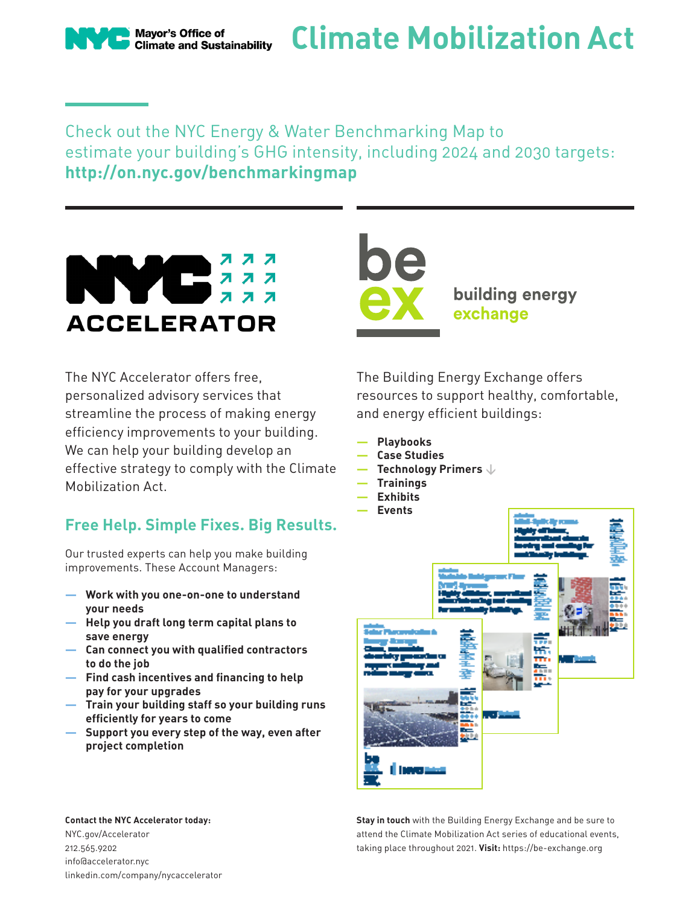NYC Mayor's Office of Climate and Sustainability

# Climate Mobilization Act

Check out the NYC Energy & Water Benchmarking Map to estimate your building's GHG intensity, including 2024 and 2030 targets: **http://on.nyc.gov/benchmarkingmap**

## NYC ACCELERATOR

The NYC Accelerator offers free, personalized advisory services that streamline the process of making energy efficiency improvements to your building. We can help your building develop an effective strategy to comply with the Climate Mobilization Act.

### Free Help. Simple Fixes. Big Results.

Our trusted experts can help you make building improvements. These Account Managers:

- **Work with you one-on-one to understand your needs**
- **Help you draft long term capital plans to save energy**
- **Can connect you with qualified contractors to do the job**
- **Find cash incentives and financing to help pay for your upgrades**
- **Train your building staff so your building runs efficiently for years to come**
- **Support you every step of the way, even after project completion**

**Contact the NYC Accelerator today:**
NYC.gov/Accelerator
212.565.9202
info@accelerator.nyc
linkedin.com/company/nycaccelerator

## be ex building energy exchange

The Building Energy Exchange offers resources to support healthy, comfortable, and energy efficient buildings:

- **Playbooks**
- **Case Studies**
- **Technology Primers** ↓
- **Trainings**
- **Exhibits**
- **Events**

**Stay in touch** with the Building Energy Exchange and be sure to attend the Climate Mobilization Act series of educational events, taking place throughout 2021. **Visit:** https://be-exchange.org